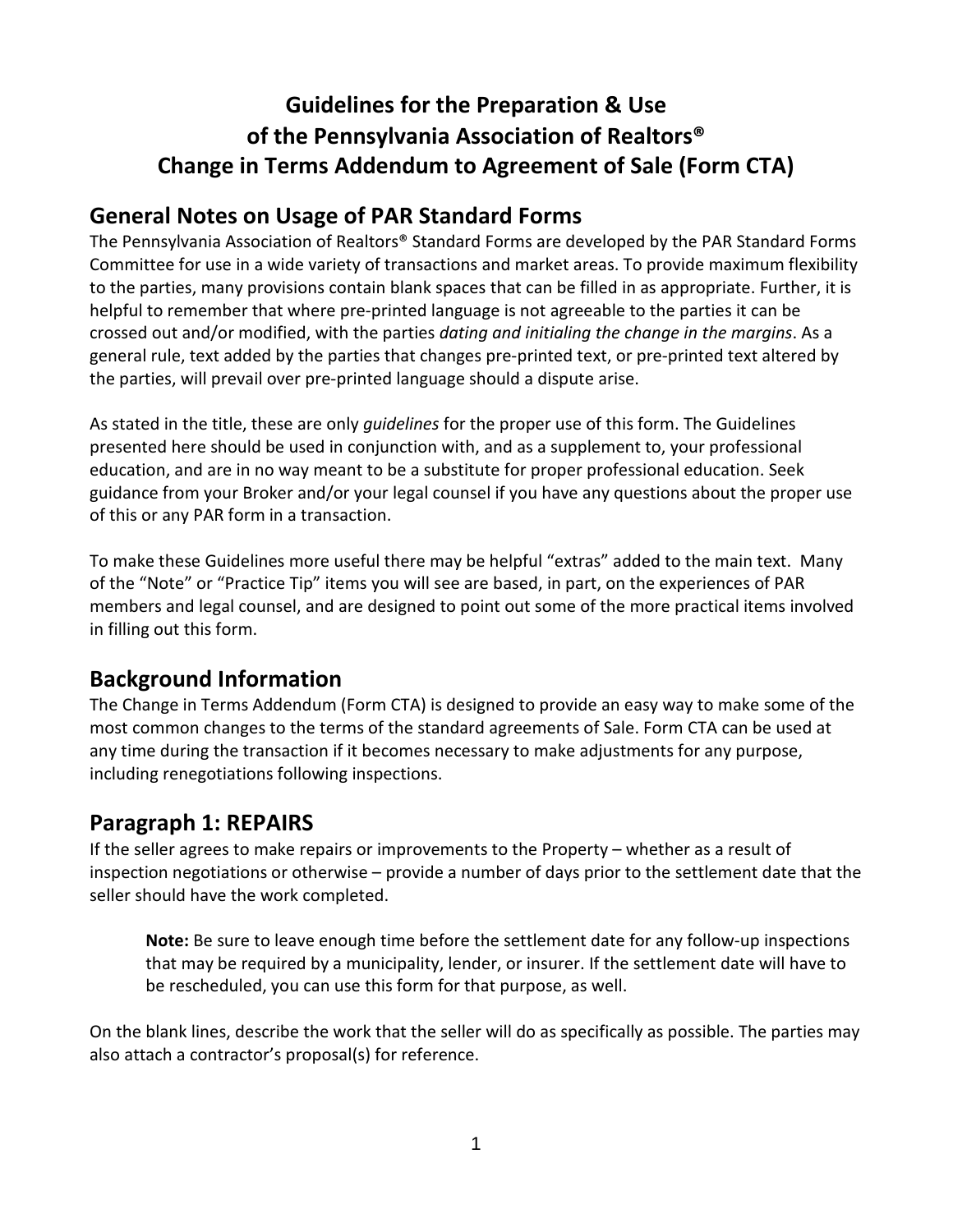# Guidelines for the Preparation & Use of the Pennsylvania Association of Realtors® Change in Terms Addendum to Agreement of Sale (Form CTA)

## General Notes on Usage of PAR Standard Forms

The Pennsylvania Association of Realtors® Standard Forms are developed by the PAR Standard Forms Committee for use in a wide variety of transactions and market areas. To provide maximum flexibility to the parties, many provisions contain blank spaces that can be filled in as appropriate. Further, it is helpful to remember that where pre-printed language is not agreeable to the parties it can be crossed out and/or modified, with the parties *dating and initialing the change in the margins*. As a general rule, text added by the parties that changes pre-printed text, or pre-printed text altered by the parties, will prevail over pre-printed language should a dispute arise.

As stated in the title, these are only *guidelines* for the proper use of this form. The Guidelines presented here should be used in conjunction with, and as a supplement to, your professional education, and are in no way meant to be a substitute for proper professional education. Seek guidance from your Broker and/or your legal counsel if you have any questions about the proper use of this or any PAR form in a transaction.

To make these Guidelines more useful there may be helpful "extras" added to the main text. Many of the "Note" or "Practice Tip" items you will see are based, in part, on the experiences of PAR members and legal counsel, and are designed to point out some of the more practical items involved in filling out this form.

## Background Information

The Change in Terms Addendum (Form CTA) is designed to provide an easy way to make some of the most common changes to the terms of the standard agreements of Sale. Form CTA can be used at any time during the transaction if it becomes necessary to make adjustments for any purpose, including renegotiations following inspections.

## Paragraph 1: REPAIRS

If the seller agrees to make repairs or improvements to the Property – whether as a result of inspection negotiations or otherwise – provide a number of days prior to the settlement date that the seller should have the work completed.

> **Note:** Be sure to leave enough time before the settlement date for any follow-up inspections that may be required by a municipality, lender, or insurer. If the settlement date will have to be rescheduled, you can use this form for that purpose, as well.

On the blank lines, describe the work that the seller will do as specifically as possible. The parties may also attach a contractor's proposal(s) for reference.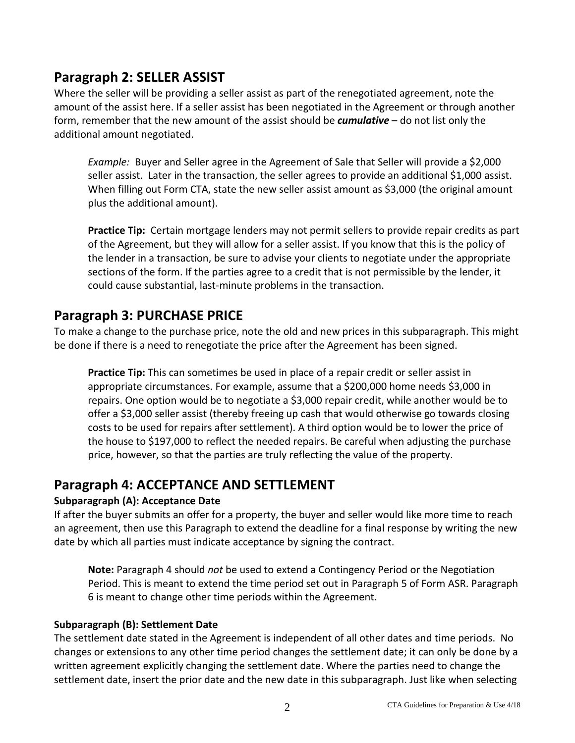## Paragraph 2: SELLER ASSIST

Where the seller will be providing a seller assist as part of the renegotiated agreement, note the amount of the assist here. If a seller assist has been negotiated in the Agreement or through another form, remember that the new amount of the assist should be ***cumulative*** – do not list only the additional amount negotiated.

> *Example:* Buyer and Seller agree in the Agreement of Sale that Seller will provide a $2,000 seller assist. Later in the transaction, the seller agrees to provide an additional $1,000 assist. When filling out Form CTA, state the new seller assist amount as $3,000 (the original amount plus the additional amount).
>
> **Practice Tip:** Certain mortgage lenders may not permit sellers to provide repair credits as part of the Agreement, but they will allow for a seller assist. If you know that this is the policy of the lender in a transaction, be sure to advise your clients to negotiate under the appropriate sections of the form. If the parties agree to a credit that is not permissible by the lender, it could cause substantial, last-minute problems in the transaction.

## Paragraph 3: PURCHASE PRICE

To make a change to the purchase price, note the old and new prices in this subparagraph. This might be done if there is a need to renegotiate the price after the Agreement has been signed.

> **Practice Tip:** This can sometimes be used in place of a repair credit or seller assist in appropriate circumstances. For example, assume that a $200,000 home needs $3,000 in repairs. One option would be to negotiate a $3,000 repair credit, while another would be to offer a $3,000 seller assist (thereby freeing up cash that would otherwise go towards closing costs to be used for repairs after settlement). A third option would be to lower the price of the house to $197,000 to reflect the needed repairs. Be careful when adjusting the purchase price, however, so that the parties are truly reflecting the value of the property.

## Paragraph 4: ACCEPTANCE AND SETTLEMENT

**Subparagraph (A): Acceptance Date**

If after the buyer submits an offer for a property, the buyer and seller would like more time to reach an agreement, then use this Paragraph to extend the deadline for a final response by writing the new date by which all parties must indicate acceptance by signing the contract.

> **Note:** Paragraph 4 should *not* be used to extend a Contingency Period or the Negotiation Period. This is meant to extend the time period set out in Paragraph 5 of Form ASR. Paragraph 6 is meant to change other time periods within the Agreement.

**Subparagraph (B): Settlement Date**

The settlement date stated in the Agreement is independent of all other dates and time periods. No changes or extensions to any other time period changes the settlement date; it can only be done by a written agreement explicitly changing the settlement date. Where the parties need to change the settlement date, insert the prior date and the new date in this subparagraph. Just like when selecting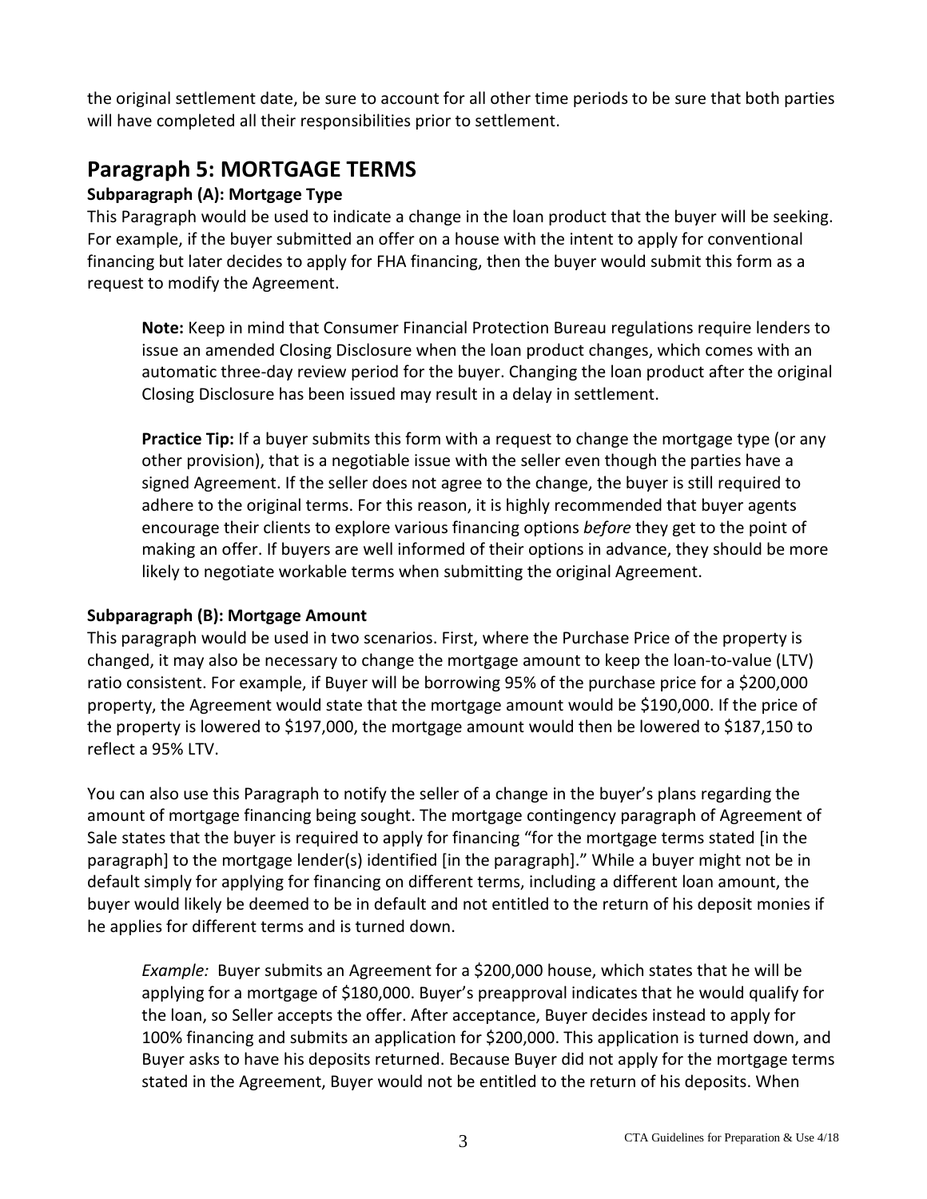the original settlement date, be sure to account for all other time periods to be sure that both parties will have completed all their responsibilities prior to settlement.

## Paragraph 5: MORTGAGE TERMS

### Subparagraph (A): Mortgage Type

This Paragraph would be used to indicate a change in the loan product that the buyer will be seeking. For example, if the buyer submitted an offer on a house with the intent to apply for conventional financing but later decides to apply for FHA financing, then the buyer would submit this form as a request to modify the Agreement.

> **Note:** Keep in mind that Consumer Financial Protection Bureau regulations require lenders to issue an amended Closing Disclosure when the loan product changes, which comes with an automatic three-day review period for the buyer. Changing the loan product after the original Closing Disclosure has been issued may result in a delay in settlement.
>
> **Practice Tip:** If a buyer submits this form with a request to change the mortgage type (or any other provision), that is a negotiable issue with the seller even though the parties have a signed Agreement. If the seller does not agree to the change, the buyer is still required to adhere to the original terms. For this reason, it is highly recommended that buyer agents encourage their clients to explore various financing options *before* they get to the point of making an offer. If buyers are well informed of their options in advance, they should be more likely to negotiate workable terms when submitting the original Agreement.

### Subparagraph (B): Mortgage Amount

This paragraph would be used in two scenarios. First, where the Purchase Price of the property is changed, it may also be necessary to change the mortgage amount to keep the loan-to-value (LTV) ratio consistent. For example, if Buyer will be borrowing 95% of the purchase price for a $200,000 property, the Agreement would state that the mortgage amount would be $190,000. If the price of the property is lowered to $197,000, the mortgage amount would then be lowered to $187,150 to reflect a 95% LTV.

You can also use this Paragraph to notify the seller of a change in the buyer's plans regarding the amount of mortgage financing being sought. The mortgage contingency paragraph of Agreement of Sale states that the buyer is required to apply for financing "for the mortgage terms stated [in the paragraph] to the mortgage lender(s) identified [in the paragraph]." While a buyer might not be in default simply for applying for financing on different terms, including a different loan amount, the buyer would likely be deemed to be in default and not entitled to the return of his deposit monies if he applies for different terms and is turned down.

> *Example:* Buyer submits an Agreement for a $200,000 house, which states that he will be applying for a mortgage of $180,000. Buyer's preapproval indicates that he would qualify for the loan, so Seller accepts the offer. After acceptance, Buyer decides instead to apply for 100% financing and submits an application for $200,000. This application is turned down, and Buyer asks to have his deposits returned. Because Buyer did not apply for the mortgage terms stated in the Agreement, Buyer would not be entitled to the return of his deposits. When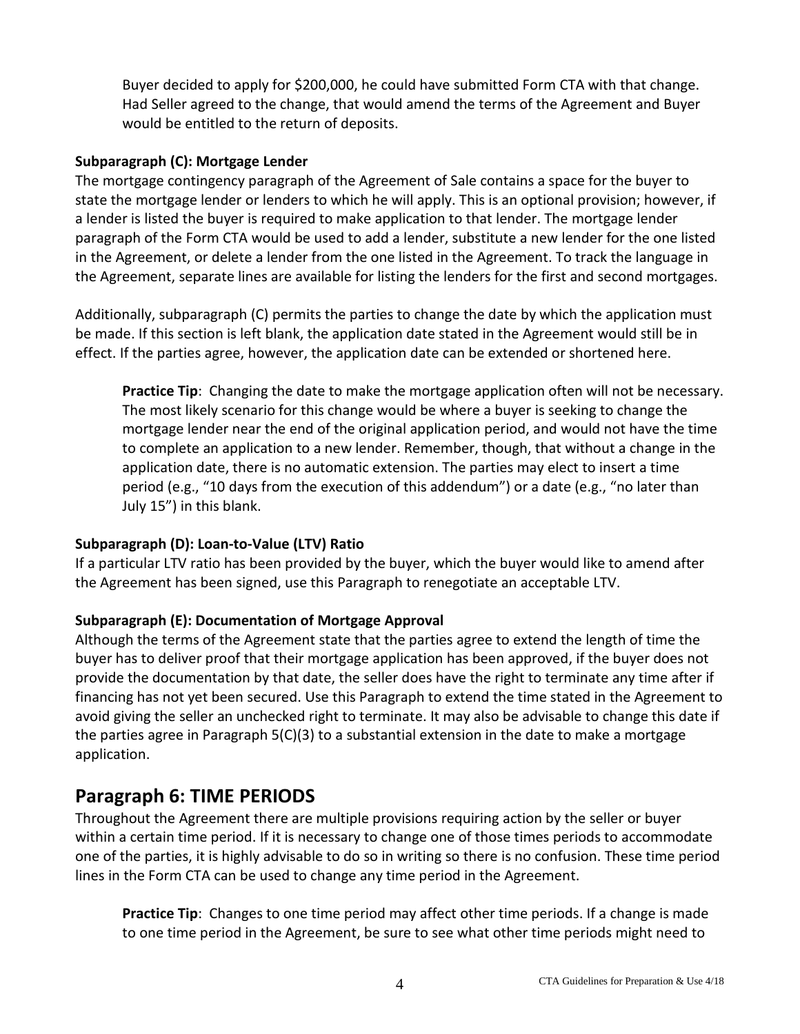Buyer decided to apply for $200,000, he could have submitted Form CTA with that change. Had Seller agreed to the change, that would amend the terms of the Agreement and Buyer would be entitled to the return of deposits.

**Subparagraph (C): Mortgage Lender**

The mortgage contingency paragraph of the Agreement of Sale contains a space for the buyer to state the mortgage lender or lenders to which he will apply. This is an optional provision; however, if a lender is listed the buyer is required to make application to that lender. The mortgage lender paragraph of the Form CTA would be used to add a lender, substitute a new lender for the one listed in the Agreement, or delete a lender from the one listed in the Agreement. To track the language in the Agreement, separate lines are available for listing the lenders for the first and second mortgages.

Additionally, subparagraph (C) permits the parties to change the date by which the application must be made. If this section is left blank, the application date stated in the Agreement would still be in effect. If the parties agree, however, the application date can be extended or shortened here.

> **Practice Tip**: Changing the date to make the mortgage application often will not be necessary. The most likely scenario for this change would be where a buyer is seeking to change the mortgage lender near the end of the original application period, and would not have the time to complete an application to a new lender. Remember, though, that without a change in the application date, there is no automatic extension. The parties may elect to insert a time period (e.g., "10 days from the execution of this addendum") or a date (e.g., "no later than July 15") in this blank.

**Subparagraph (D): Loan-to-Value (LTV) Ratio**

If a particular LTV ratio has been provided by the buyer, which the buyer would like to amend after the Agreement has been signed, use this Paragraph to renegotiate an acceptable LTV.

**Subparagraph (E): Documentation of Mortgage Approval**

Although the terms of the Agreement state that the parties agree to extend the length of time the buyer has to deliver proof that their mortgage application has been approved, if the buyer does not provide the documentation by that date, the seller does have the right to terminate any time after if financing has not yet been secured. Use this Paragraph to extend the time stated in the Agreement to avoid giving the seller an unchecked right to terminate. It may also be advisable to change this date if the parties agree in Paragraph 5(C)(3) to a substantial extension in the date to make a mortgage application.

## Paragraph 6: TIME PERIODS

Throughout the Agreement there are multiple provisions requiring action by the seller or buyer within a certain time period. If it is necessary to change one of those times periods to accommodate one of the parties, it is highly advisable to do so in writing so there is no confusion. These time period lines in the Form CTA can be used to change any time period in the Agreement.

> **Practice Tip**: Changes to one time period may affect other time periods. If a change is made to one time period in the Agreement, be sure to see what other time periods might need to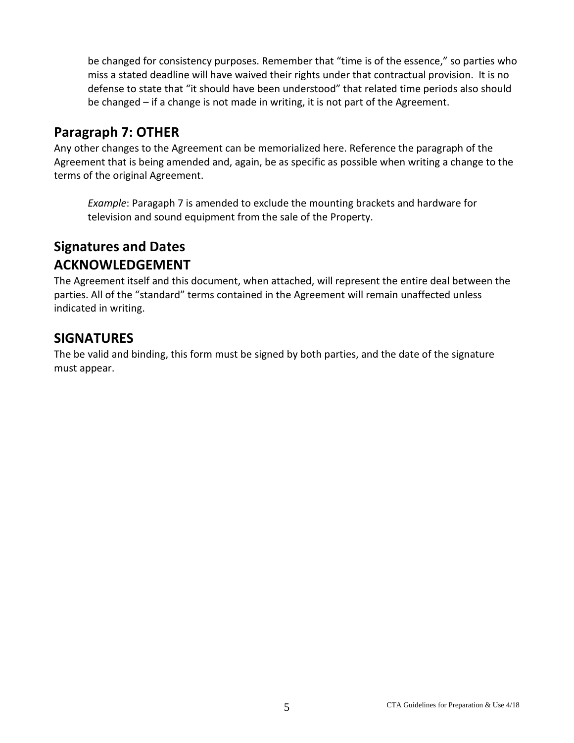be changed for consistency purposes. Remember that "time is of the essence," so parties who miss a stated deadline will have waived their rights under that contractual provision. It is no defense to state that "it should have been understood" that related time periods also should be changed – if a change is not made in writing, it is not part of the Agreement.

## Paragraph 7: OTHER

Any other changes to the Agreement can be memorialized here. Reference the paragraph of the Agreement that is being amended and, again, be as specific as possible when writing a change to the terms of the original Agreement.

> *Example*: Paragaph 7 is amended to exclude the mounting brackets and hardware for television and sound equipment from the sale of the Property.

## Signatures and Dates

## ACKNOWLEDGEMENT

The Agreement itself and this document, when attached, will represent the entire deal between the parties. All of the "standard" terms contained in the Agreement will remain unaffected unless indicated in writing.

## SIGNATURES

The be valid and binding, this form must be signed by both parties, and the date of the signature must appear.